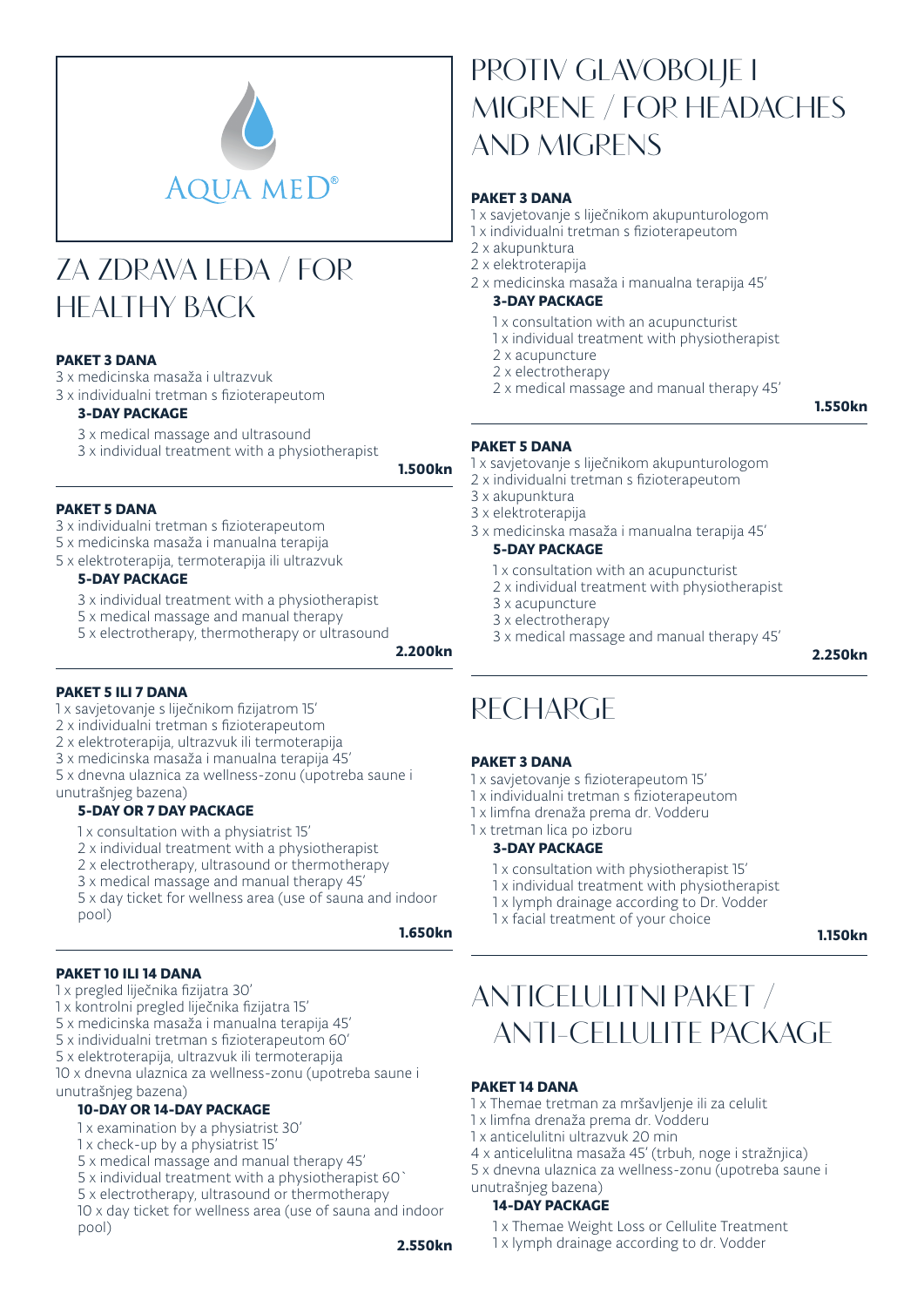AQUA MED®

# ZA ZDRAVA LEĐA / FOR HEALTHY BACK

**PAKET 3 DANA**

3 x medicinska masaža i ultrazvuk
3 x individualni tretman s fizioterapeutom

**3-DAY PACKAGE**

3 x medical massage and ultrasound
3 x individual treatment with a physiotherapist

**1.500kn**

**PAKET 5 DANA**

3 x individualni tretman s fizioterapeutom
5 x medicinska masaža i manualna terapija
5 x elektroterapija, termoterapija ili ultrazvuk

**5-DAY PACKAGE**

3 x individual treatment with a physiotherapist
5 x medical massage and manual therapy
5 x electrotherapy, thermotherapy or ultrasound

**2.200kn**

**PAKET 5 ILI 7 DANA**

1 x savjetovanje s liječnikom fizijatrom 15'
2 x individualni tretman s fizioterapeutom
2 x elektroterapija, ultrazvuk ili termoterapija
3 x medicinska masaža i manualna terapija 45'
5 x dnevna ulaznica za wellness-zonu (upotreba saune i unutrašnjeg bazena)

**5-DAY OR 7 DAY PACKAGE**

1 x consultation with a physiatrist 15'
2 x individual treatment with a physiotherapist
2 x electrotherapy, ultrasound or thermotherapy
3 x medical massage and manual therapy 45'
5 x day ticket for wellness area (use of sauna and indoor pool)

**1.650kn**

**PAKET 10 ILI 14 DANA**

1 x pregled liječnika fizijatra 30'
1 x kontrolni pregled liječnika fizijatra 15'
5 x medicinska masaža i manualna terapija 45'
5 x individualni tretman s fizioterapeutom 60'
5 x elektroterapija, ultrazvuk ili termoterapija
10 x dnevna ulaznica za wellness-zonu (upotreba saune i unutrašnjeg bazena)

**10-DAY OR 14-DAY PACKAGE**

1 x examination by a physiatrist 30'
1 x check-up by a physiatrist 15'
5 x medical massage and manual therapy 45'
5 x individual treatment with a physiotherapist 60`
5 x electrotherapy, ultrasound or thermotherapy
10 x day ticket for wellness area (use of sauna and indoor pool)

**2.550kn**

# PROTIV GLAVOBOLJE I MIGRENE / FOR HEADACHES AND MIGRENS

**PAKET 3 DANA**

1 x savjetovanje s liječnikom akupunturologom
1 x individualni tretman s fizioterapeutom
2 x akupunktura
2 x elektroterapija
2 x medicinska masaža i manualna terapija 45'

**3-DAY PACKAGE**

1 x consultation with an acupuncturist
1 x individual treatment with physiotherapist
2 x acupuncture
2 x electrotherapy
2 x medical massage and manual therapy 45'

**1.550kn**

**PAKET 5 DANA**

1 x savjetovanje s liječnikom akupunturologom
2 x individualni tretman s fizioterapeutom
3 x akupunktura
3 x elektroterapija
3 x medicinska masaža i manualna terapija 45'

**5-DAY PACKAGE**

1 x consultation with an acupuncturist
2 x individual treatment with physiotherapist
3 x acupuncture
3 x electrotherapy
3 x medical massage and manual therapy 45'

**2.250kn**

# RECHARGE

**PAKET 3 DANA**

1 x savjetovanje s fizioterapeutom 15'
1 x individualni tretman s fizioterapeutom
1 x limfna drenaža prema dr. Vodderu
1 x tretman lica po izboru

**3-DAY PACKAGE**

1 x consultation with physiotherapist 15'
1 x individual treatment with physiotherapist
1 x lymph drainage according to Dr. Vodder
1 x facial treatment of your choice

**1.150kn**

# ANTICELULITNI PAKET / ANTI-CELLULITE PACKAGE

**PAKET 14 DANA**

1 x Themae tretman za mršavljenje ili za celulit
1 x limfna drenaža prema dr. Vodderu
1 x anticelulitni ultrazvuk 20 min
4 x anticelulitna masaža 45' (trbuh, noge i stražnjica)
5 x dnevna ulaznica za wellness-zonu (upotreba saune i unutrašnjeg bazena)

**14-DAY PACKAGE**

1 x Themae Weight Loss or Cellulite Treatment
1 x lymph drainage according to dr. Vodder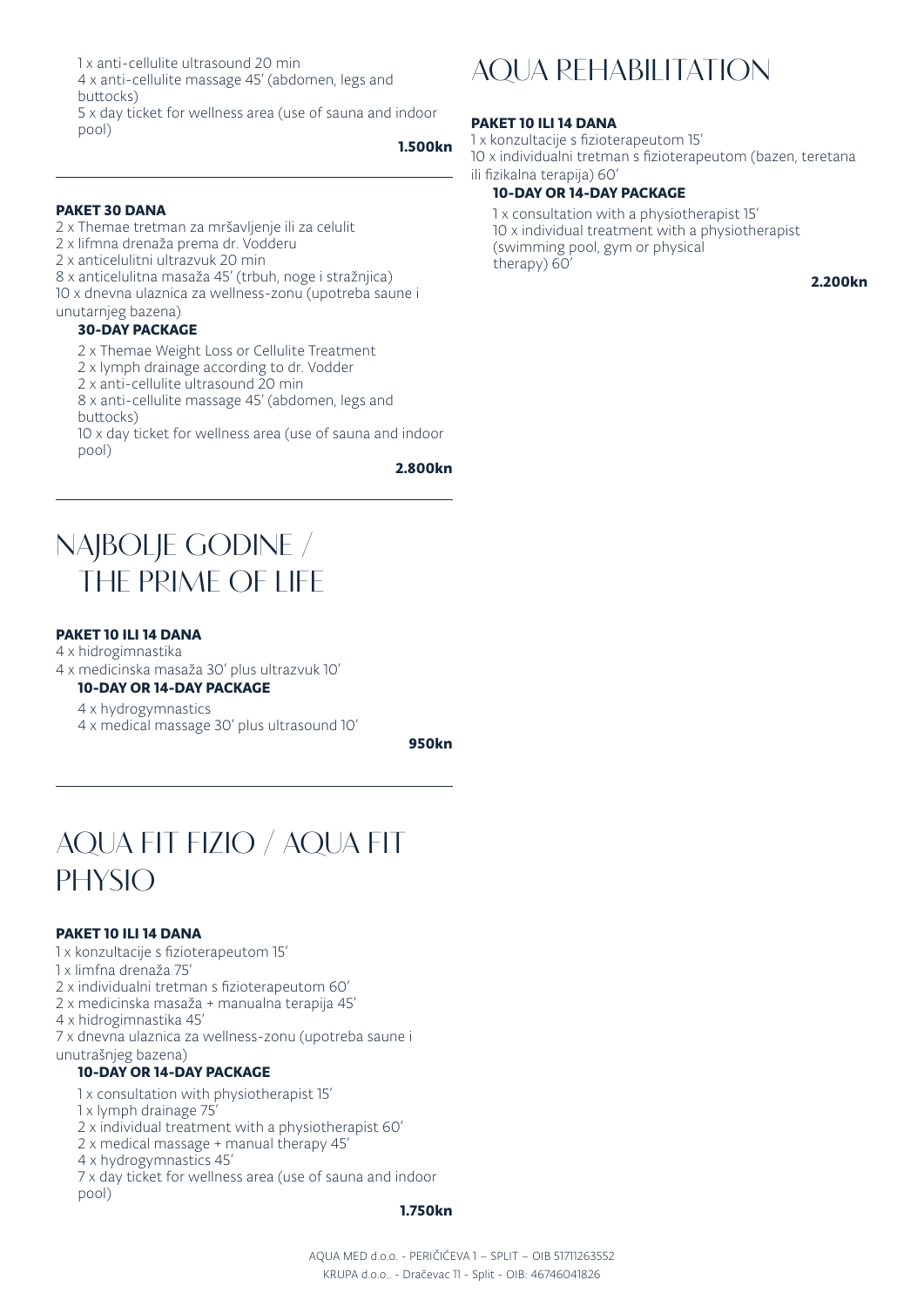1 x anti-cellulite ultrasound 20 min
4 x anti-cellulite massage 45' (abdomen, legs and buttocks)
5 x day ticket for wellness area (use of sauna and indoor pool)

**1.500kn**

---

**PAKET 30 DANA**

2 x Themae tretman za mršavljenje ili za celulit
2 x lifmna drenaža prema dr. Vodderu
2 x anticelulitni ultrazvuk 20 min
8 x anticelulitna masaža 45' (trbuh, noge i stražnjica)
10 x dnevna ulaznica za wellness-zonu (upotreba saune i unutarnjeg bazena)

**30-DAY PACKAGE**

2 x Themae Weight Loss or Cellulite Treatment
2 x lymph drainage according to dr. Vodder
2 x anti-cellulite ultrasound 20 min
8 x anti-cellulite massage 45' (abdomen, legs and buttocks)
10 x day ticket for wellness area (use of sauna and indoor pool)

**2.800kn**

---

# NAJBOLJE GODINE / THE PRIME OF LIFE

**PAKET 10 ILI 14 DANA**

4 x hidrogimnastika
4 x medicinska masaža 30' plus ultrazvuk 10'

**10-DAY OR 14-DAY PACKAGE**

4 x hydrogymnastics
4 x medical massage 30' plus ultrasound 10'

**950kn**

---

# AQUA FIT FIZIO / AQUA FIT PHYSIO

**PAKET 10 ILI 14 DANA**

1 x konzultacije s fizioterapeutom 15'
1 x limfna drenaža 75'
2 x individualni tretman s fizioterapeutom 60'
2 x medicinska masaža + manualna terapija 45'
4 x hidrogimnastika 45'
7 x dnevna ulaznica za wellness-zonu (upotreba saune i unutrašnjeg bazena)

**10-DAY OR 14-DAY PACKAGE**

1 x consultation with physiotherapist 15'
1 x lymph drainage 75'
2 x individual treatment with a physiotherapist 60'
2 x medical massage + manual therapy 45'
4 x hydrogymnastics 45'
7 x day ticket for wellness area (use of sauna and indoor pool)

**1.750kn**

# AQUA REHABILITATION

**PAKET 10 ILI 14 DANA**

1 x konzultacije s fizioterapeutom 15'
10 x individualni tretman s fizioterapeutom (bazen, teretana ili fizikalna terapija) 60'

**10-DAY OR 14-DAY PACKAGE**

1 x consultation with a physiotherapist 15'
10 x individual treatment with a physiotherapist (swimming pool, gym or physical therapy) 60'

**2.200kn**

AQUA MED d.o.o. - PERIČIĆEVA 1 – SPLIT – OIB 51711263552
KRUPA d.o.o.. - Dračevac 11 - Split - OIB: 46746041826